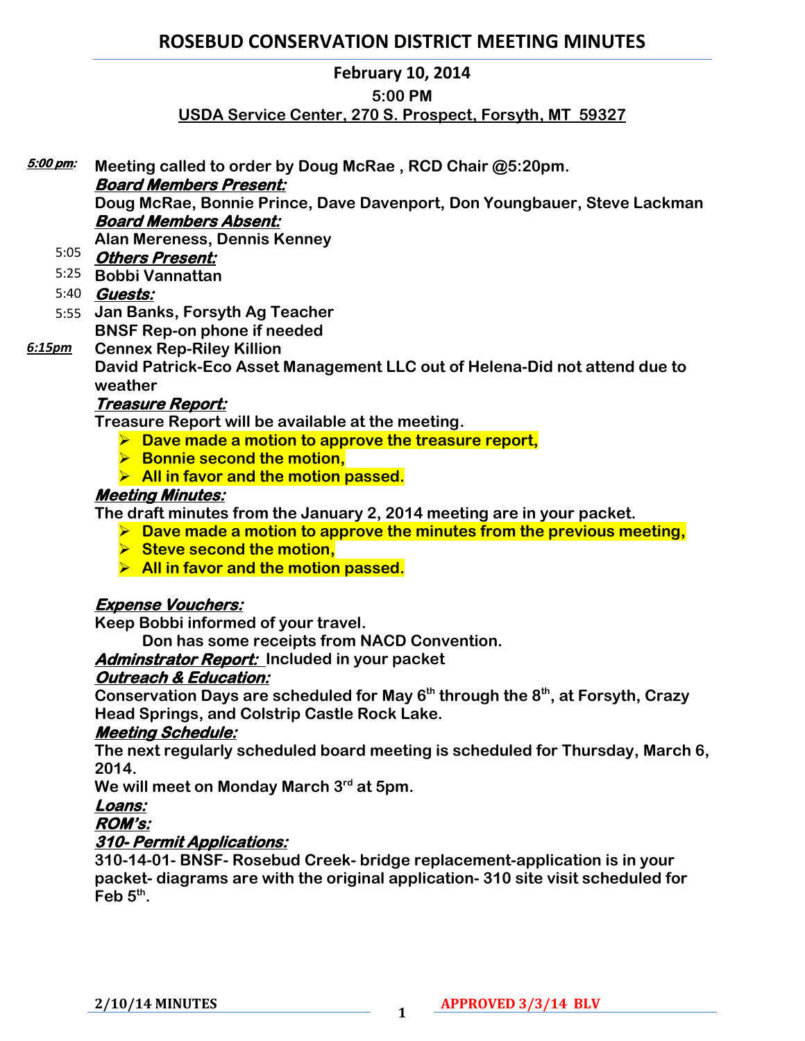# ROSEBUD CONSERVATION DISTRICT MEETING MINUTES

**February 10, 2014**
**5:00 PM**
**USDA Service Center, 270 S. Prospect, Forsyth, MT 59327**

***5:00 pm:*** **Meeting called to order by Doug McRae , RCD Chair @5:20pm.**

***Board Members Present:***
**Doug McRae, Bonnie Prince, Dave Davenport, Don Youngbauer, Steve Lackman**

***Board Members Absent:***
**Alan Mereness, Dennis Kenney**

5:05 ***Others Present:***

5:25 **Bobbi Vannattan**

5:40 ***Guests:***

5:55 **Jan Banks, Forsyth Ag Teacher**
**BNSF Rep-on phone if needed**

***6:15pm*** **Cennex Rep-Riley Killion**
**David Patrick-Eco Asset Management LLC out of Helena-Did not attend due to weather**

***Treasure Report:***
**Treasure Report will be available at the meeting.**

- **Dave made a motion to approve the treasure report,**
- **Bonnie second the motion,**
- **All in favor and the motion passed.**

***Meeting Minutes:***
**The draft minutes from the January 2, 2014 meeting are in your packet.**

- **Dave made a motion to approve the minutes from the previous meeting,**
- **Steve second the motion,**
- **All in favor and the motion passed.**

***Expense Vouchers:***
**Keep Bobbi informed of your travel.**
**Don has some receipts from NACD Convention.**

***Adminstrator Report:*** **Included in your packet**

***Outreach & Education:***
**Conservation Days are scheduled for May 6th through the 8th, at Forsyth, Crazy Head Springs, and Colstrip Castle Rock Lake.**

***Meeting Schedule:***
**The next regularly scheduled board meeting is scheduled for Thursday, March 6, 2014.**
**We will meet on Monday March 3rd at 5pm.**

***Loans:***

***ROM's:***

***310- Permit Applications:***
**310-14-01- BNSF- Rosebud Creek- bridge replacement-application is in your packet- diagrams are with the original application- 310 site visit scheduled for Feb 5th.**

**2/10/14 MINUTES** **APPROVED 3/3/14 BLV**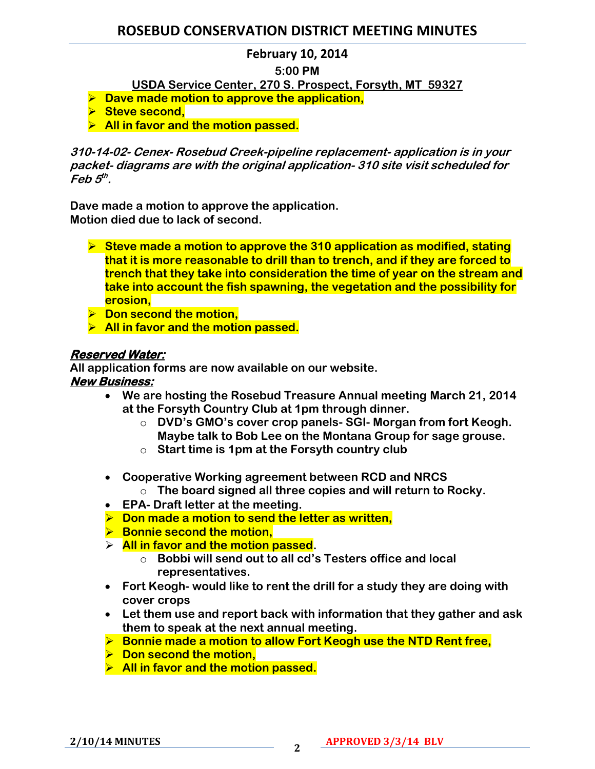# ROSEBUD CONSERVATION DISTRICT MEETING MINUTES

**February 10, 2014**

**5:00 PM**

**USDA Service Center, 270 S. Prospect, Forsyth, MT 59327**

- **Dave made motion to approve the application,**
- **Steve second,**
- **All in favor and the motion passed.**

***310-14-02- Cenex- Rosebud Creek-pipeline replacement- application is in your packet- diagrams are with the original application- 310 site visit scheduled for Feb 5th.***

**Dave made a motion to approve the application.**
**Motion died due to lack of second.**

- **Steve made a motion to approve the 310 application as modified, stating that it is more reasonable to drill than to trench, and if they are forced to trench that they take into consideration the time of year on the stream and take into account the fish spawning, the vegetation and the possibility for erosion,**
- **Don second the motion,**
- **All in favor and the motion passed.**

***Reserved Water:***

**All application forms are now available on our website.**

***New Business:***

- **We are hosting the Rosebud Treasure Annual meeting March 21, 2014 at the Forsyth Country Club at 1pm through dinner.**
  - **DVD's GMO's cover crop panels- SGI- Morgan from fort Keogh. Maybe talk to Bob Lee on the Montana Group for sage grouse.**
  - **Start time is 1pm at the Forsyth country club**
- **Cooperative Working agreement between RCD and NRCS**
  - **The board signed all three copies and will return to Rocky.**
- **EPA- Draft letter at the meeting.**
- **Don made a motion to send the letter as written,**
- **Bonnie second the motion,**
- **All in favor and the motion passed.**
  - **Bobbi will send out to all cd's Testers office and local representatives.**
- **Fort Keogh- would like to rent the drill for a study they are doing with cover crops**
- **Let them use and report back with information that they gather and ask them to speak at the next annual meeting.**
- **Bonnie made a motion to allow Fort Keogh use the NTD Rent free,**
- **Don second the motion,**
- **All in favor and the motion passed.**

**2/10/14 MINUTES** **APPROVED 3/3/14 BLV**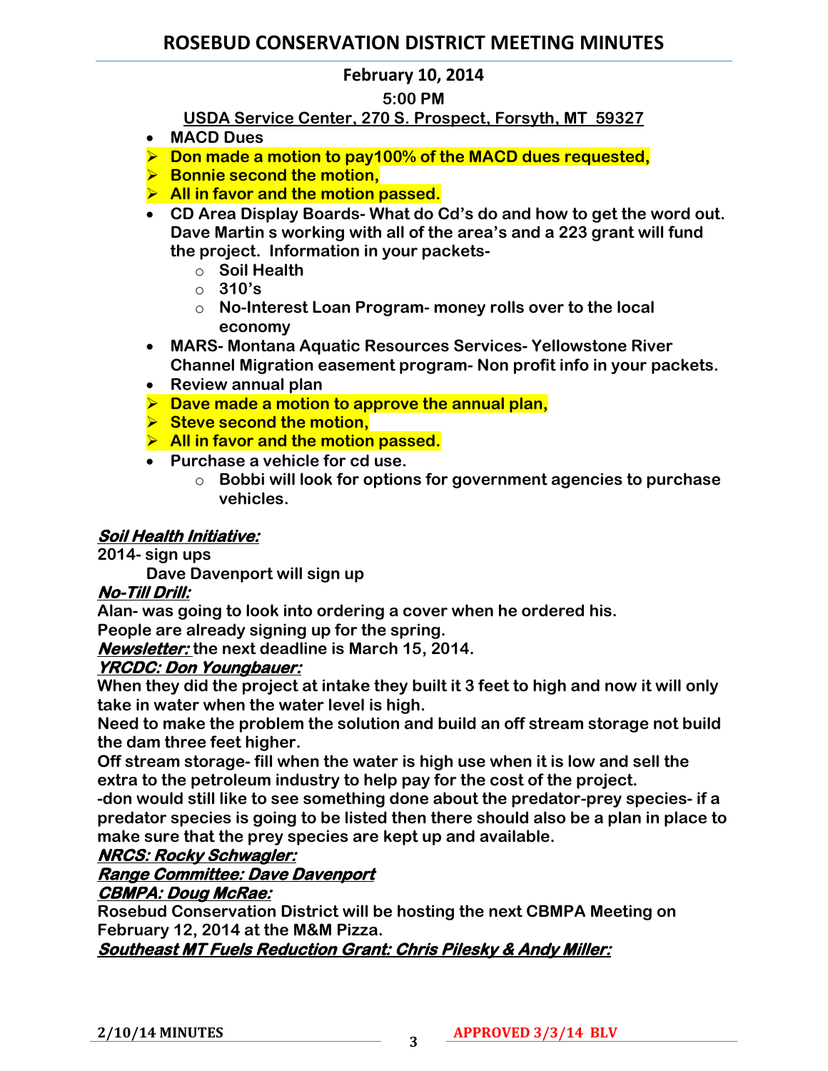# ROSEBUD CONSERVATION DISTRICT MEETING MINUTES

**February 10, 2014**

**5:00 PM**

**USDA Service Center, 270 S. Prospect, Forsyth, MT 59327**

- **MACD Dues**
- **Don made a motion to pay100% of the MACD dues requested,**
- **Bonnie second the motion,**
- **All in favor and the motion passed.**
- **CD Area Display Boards- What do Cd's do and how to get the word out. Dave Martin s working with all of the area's and a 223 grant will fund the project. Information in your packets-**
  - **Soil Health**
  - **310's**
  - **No-Interest Loan Program- money rolls over to the local economy**
- **MARS- Montana Aquatic Resources Services- Yellowstone River Channel Migration easement program- Non profit info in your packets.**
- **Review annual plan**
- **Dave made a motion to approve the annual plan,**
- **Steve second the motion,**
- **All in favor and the motion passed.**
- **Purchase a vehicle for cd use.**
  - **Bobbi will look for options for government agencies to purchase vehicles.**

***Soil Health Initiative:***

**2014- sign ups**

**Dave Davenport will sign up**

***No-Till Drill:***

**Alan- was going to look into ordering a cover when he ordered his.**

**People are already signing up for the spring.**

***Newsletter:*** **the next deadline is March 15, 2014.**

***YRCDC: Don Youngbauer:***

**When they did the project at intake they built it 3 feet to high and now it will only take in water when the water level is high.**

**Need to make the problem the solution and build an off stream storage not build the dam three feet higher.**

**Off stream storage- fill when the water is high use when it is low and sell the extra to the petroleum industry to help pay for the cost of the project.**

**-don would still like to see something done about the predator-prey species- if a predator species is going to be listed then there should also be a plan in place to make sure that the prey species are kept up and available.**

***NRCS: Rocky Schwagler:***

***Range Committee: Dave Davenport***

***CBMPA: Doug McRae:***

**Rosebud Conservation District will be hosting the next CBMPA Meeting on February 12, 2014 at the M&M Pizza.**

***Southeast MT Fuels Reduction Grant: Chris Pilesky & Andy Miller:***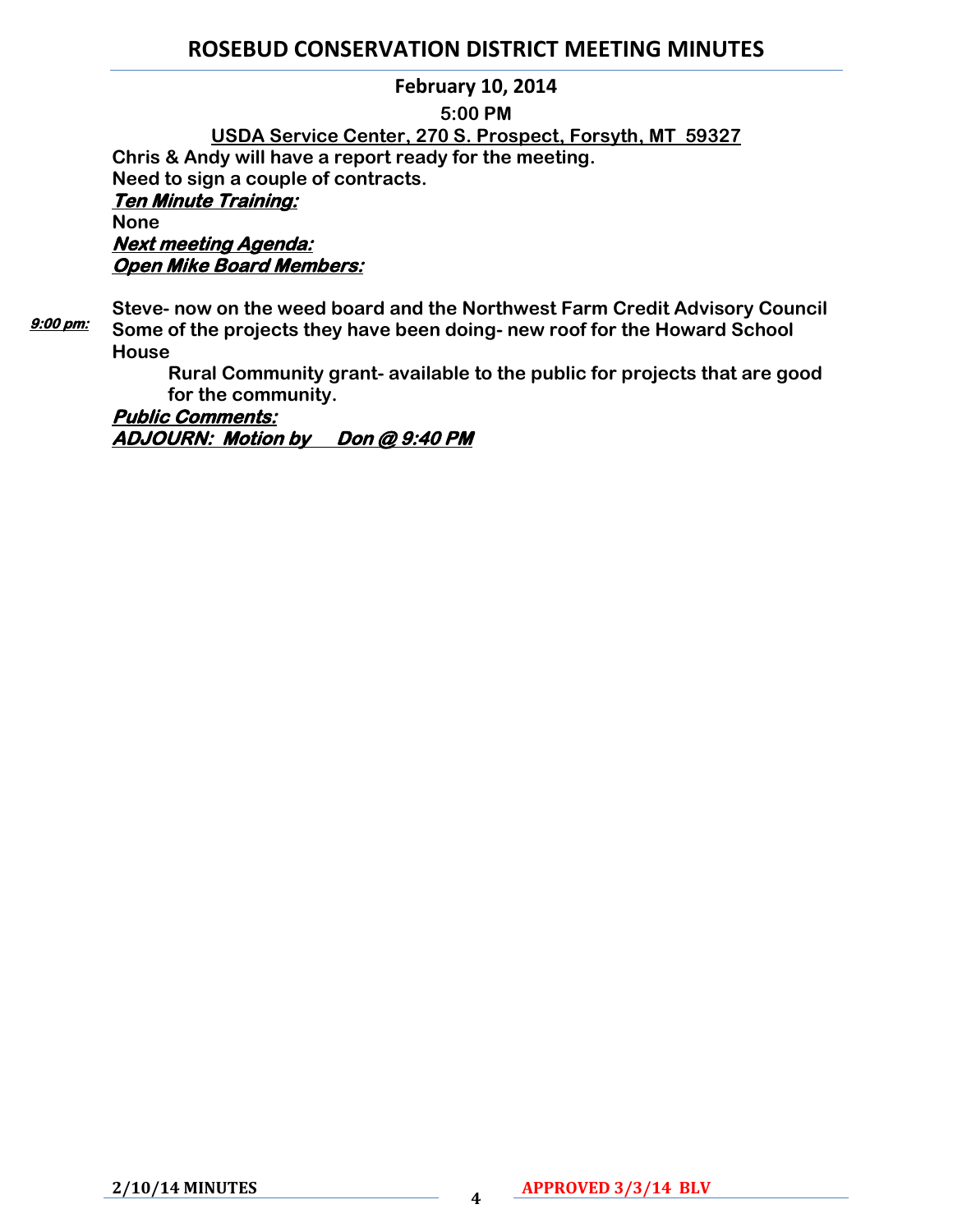# ROSEBUD CONSERVATION DISTRICT MEETING MINUTES

**February 10, 2014**

**5:00 PM**

**USDA Service Center, 270 S. Prospect, Forsyth, MT 59327**

**Chris & Andy will have a report ready for the meeting.**

**Need to sign a couple of contracts.**

***Ten Minute Training:***

**None**

***Next meeting Agenda:***

***Open Mike Board Members:***

***9:00 pm:***

**Steve- now on the weed board and the Northwest Farm Credit Advisory Council**
**Some of the projects they have been doing- new roof for the Howard School House**

**Rural Community grant- available to the public for projects that are good for the community.**

***Public Comments:***

***ADJOURN: Motion by Don @ 9:40 PM***

**2/10/14 MINUTES** **APPROVED 3/3/14 BLV**